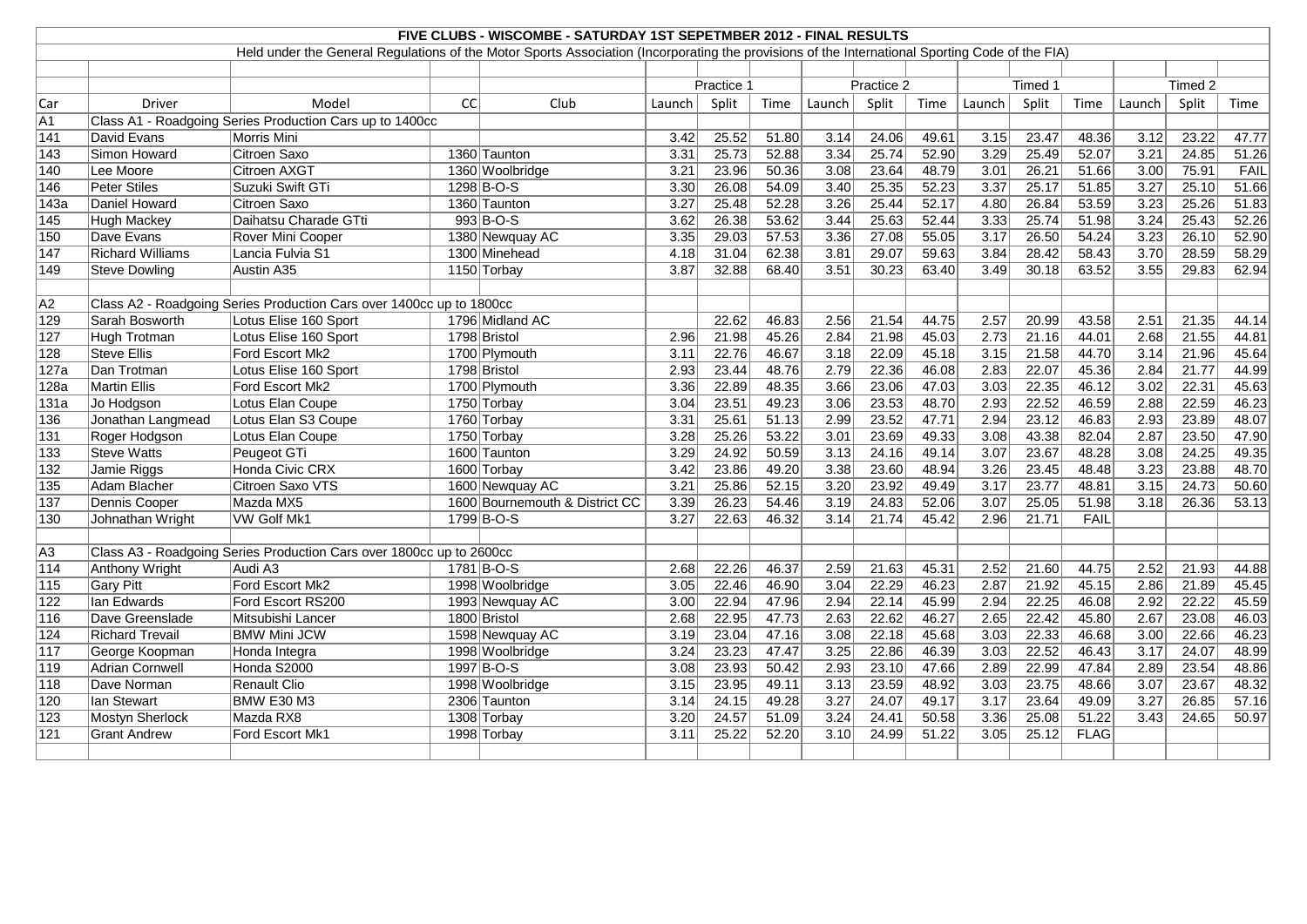# FIVE CLUBS - WISCOMBE - SATURDAY 1ST SEPETMBER 2012 - FINAL RESULTS

Held under the General Regulations of the Motor Sports Association (Incorporating the provisions of the International Sporting Code of the FIA)

| | | | | | Practice 1 | | | Practice 2 | | | Timed 1 | | | Timed 2 | | |
|---|---|---|---|---|---|---|---|---|---|---|---|---|---|---|---|---|
| Car | Driver | Model | CC | Club | Launch | Split | Time | Launch | Split | Time | Launch | Split | Time | Launch | Split | Time |
| A1 | Class A1 - Roadgoing Series Production Cars up to 1400cc | | | | | | | | | | | | | | | |
| 141 | David Evans | Morris Mini | | | 3.42 | 25.52 | 51.80 | 3.14 | 24.06 | 49.61 | 3.15 | 23.47 | 48.36 | 3.12 | 23.22 | 47.77 |
| 143 | Simon Howard | Citroen Saxo | 1360 | Taunton | 3.31 | 25.73 | 52.88 | 3.34 | 25.74 | 52.90 | 3.29 | 25.49 | 52.07 | 3.21 | 24.85 | 51.26 |
| 140 | Lee Moore | Citroen AXGT | 1360 | Woolbridge | 3.21 | 23.96 | 50.36 | 3.08 | 23.64 | 48.79 | 3.01 | 26.21 | 51.66 | 3.00 | 75.91 | FAIL |
| 146 | Peter Stiles | Suzuki Swift GTi | 1298 | B-O-S | 3.30 | 26.08 | 54.09 | 3.40 | 25.35 | 52.23 | 3.37 | 25.17 | 51.85 | 3.27 | 25.10 | 51.66 |
| 143a | Daniel Howard | Citroen Saxo | 1360 | Taunton | 3.27 | 25.48 | 52.28 | 3.26 | 25.44 | 52.17 | 4.80 | 26.84 | 53.59 | 3.23 | 25.26 | 51.83 |
| 145 | Hugh Mackey | Daihatsu Charade GTti | 993 | B-O-S | 3.62 | 26.38 | 53.62 | 3.44 | 25.63 | 52.44 | 3.33 | 25.74 | 51.98 | 3.24 | 25.43 | 52.26 |
| 150 | Dave Evans | Rover Mini Cooper | 1380 | Newquay AC | 3.35 | 29.03 | 57.53 | 3.36 | 27.08 | 55.05 | 3.17 | 26.50 | 54.24 | 3.23 | 26.10 | 52.90 |
| 147 | Richard Williams | Lancia Fulvia S1 | 1300 | Minehead | 4.18 | 31.04 | 62.38 | 3.81 | 29.07 | 59.63 | 3.84 | 28.42 | 58.43 | 3.70 | 28.59 | 58.29 |
| 149 | Steve Dowling | Austin A35 | 1150 | Torbay | 3.87 | 32.88 | 68.40 | 3.51 | 30.23 | 63.40 | 3.49 | 30.18 | 63.52 | 3.55 | 29.83 | 62.94 |
| | | | | | | | | | | | | | | | | |
| A2 | Class A2 - Roadgoing Series Production Cars over 1400cc up to 1800cc | | | | | | | | | | | | | | | |
| 129 | Sarah Bosworth | Lotus Elise 160 Sport | 1796 | Midland AC | | 22.62 | 46.83 | 2.56 | 21.54 | 44.75 | 2.57 | 20.99 | 43.58 | 2.51 | 21.35 | 44.14 |
| 127 | Hugh Trotman | Lotus Elise 160 Sport | 1798 | Bristol | 2.96 | 21.98 | 45.26 | 2.84 | 21.98 | 45.03 | 2.73 | 21.16 | 44.01 | 2.68 | 21.55 | 44.81 |
| 128 | Steve Ellis | Ford Escort Mk2 | 1700 | Plymouth | 3.11 | 22.76 | 46.67 | 3.18 | 22.09 | 45.18 | 3.15 | 21.58 | 44.70 | 3.14 | 21.96 | 45.64 |
| 127a | Dan Trotman | Lotus Elise 160 Sport | 1798 | Bristol | 2.93 | 23.44 | 48.76 | 2.79 | 22.36 | 46.08 | 2.83 | 22.07 | 45.36 | 2.84 | 21.77 | 44.99 |
| 128a | Martin Ellis | Ford Escort Mk2 | 1700 | Plymouth | 3.36 | 22.89 | 48.35 | 3.66 | 23.06 | 47.03 | 3.03 | 22.35 | 46.12 | 3.02 | 22.31 | 45.63 |
| 131a | Jo Hodgson | Lotus Elan Coupe | 1750 | Torbay | 3.04 | 23.51 | 49.23 | 3.06 | 23.53 | 48.70 | 2.93 | 22.52 | 46.59 | 2.88 | 22.59 | 46.23 |
| 136 | Jonathan Langmead | Lotus Elan S3 Coupe | 1760 | Torbay | 3.31 | 25.61 | 51.13 | 2.99 | 23.52 | 47.71 | 2.94 | 23.12 | 46.83 | 2.93 | 23.89 | 48.07 |
| 131 | Roger Hodgson | Lotus Elan Coupe | 1750 | Torbay | 3.28 | 25.26 | 53.22 | 3.01 | 23.69 | 49.33 | 3.08 | 43.38 | 82.04 | 2.87 | 23.50 | 47.90 |
| 133 | Steve Watts | Peugeot GTi | 1600 | Taunton | 3.29 | 24.92 | 50.59 | 3.13 | 24.16 | 49.14 | 3.07 | 23.67 | 48.28 | 3.08 | 24.25 | 49.35 |
| 132 | Jamie Riggs | Honda Civic CRX | 1600 | Torbay | 3.42 | 23.86 | 49.20 | 3.38 | 23.60 | 48.94 | 3.26 | 23.45 | 48.48 | 3.23 | 23.88 | 48.70 |
| 135 | Adam Blacher | Citroen Saxo VTS | 1600 | Newquay AC | 3.21 | 25.86 | 52.15 | 3.20 | 23.92 | 49.49 | 3.17 | 23.77 | 48.81 | 3.15 | 24.73 | 50.60 |
| 137 | Dennis Cooper | Mazda MX5 | 1600 | Bournemouth & District CC | 3.39 | 26.23 | 54.46 | 3.19 | 24.83 | 52.06 | 3.07 | 25.05 | 51.98 | 3.18 | 26.36 | 53.13 |
| 130 | Johnathan Wright | VW Golf Mk1 | 1799 | B-O-S | 3.27 | 22.63 | 46.32 | 3.14 | 21.74 | 45.42 | 2.96 | 21.71 | FAIL | | | |
| | | | | | | | | | | | | | | | | |
| A3 | Class A3 - Roadgoing Series Production Cars over 1800cc up to 2600cc | | | | | | | | | | | | | | | |
| 114 | Anthony Wright | Audi A3 | 1781 | B-O-S | 2.68 | 22.26 | 46.37 | 2.59 | 21.63 | 45.31 | 2.52 | 21.60 | 44.75 | 2.52 | 21.93 | 44.88 |
| 115 | Gary Pitt | Ford Escort Mk2 | 1998 | Woolbridge | 3.05 | 22.46 | 46.90 | 3.04 | 22.29 | 46.23 | 2.87 | 21.92 | 45.15 | 2.86 | 21.89 | 45.45 |
| 122 | Ian Edwards | Ford Escort RS200 | 1993 | Newquay AC | 3.00 | 22.94 | 47.96 | 2.94 | 22.14 | 45.99 | 2.94 | 22.25 | 46.08 | 2.92 | 22.22 | 45.59 |
| 116 | Dave Greenslade | Mitsubishi Lancer | 1800 | Bristol | 2.68 | 22.95 | 47.73 | 2.63 | 22.62 | 46.27 | 2.65 | 22.42 | 45.80 | 2.67 | 23.08 | 46.03 |
| 124 | Richard Trevail | BMW Mini JCW | 1598 | Newquay AC | 3.19 | 23.04 | 47.16 | 3.08 | 22.18 | 45.68 | 3.03 | 22.33 | 46.68 | 3.00 | 22.66 | 46.23 |
| 117 | George Koopman | Honda Integra | 1998 | Woolbridge | 3.24 | 23.23 | 47.47 | 3.25 | 22.86 | 46.39 | 3.03 | 22.52 | 46.43 | 3.17 | 24.07 | 48.99 |
| 119 | Adrian Cornwell | Honda S2000 | 1997 | B-O-S | 3.08 | 23.93 | 50.42 | 2.93 | 23.10 | 47.66 | 2.89 | 22.99 | 47.84 | 2.89 | 23.54 | 48.86 |
| 118 | Dave Norman | Renault Clio | 1998 | Woolbridge | 3.15 | 23.95 | 49.11 | 3.13 | 23.59 | 48.92 | 3.03 | 23.75 | 48.66 | 3.07 | 23.67 | 48.32 |
| 120 | Ian Stewart | BMW E30 M3 | 2306 | Taunton | 3.14 | 24.15 | 49.28 | 3.27 | 24.07 | 49.17 | 3.17 | 23.64 | 49.09 | 3.27 | 26.85 | 57.16 |
| 123 | Mostyn Sherlock | Mazda RX8 | 1308 | Torbay | 3.20 | 24.57 | 51.09 | 3.24 | 24.41 | 50.58 | 3.36 | 25.08 | 51.22 | 3.43 | 24.65 | 50.97 |
| 121 | Grant Andrew | Ford Escort Mk1 | 1998 | Torbay | 3.11 | 25.22 | 52.20 | 3.10 | 24.99 | 51.22 | 3.05 | 25.12 | FLAG | | | |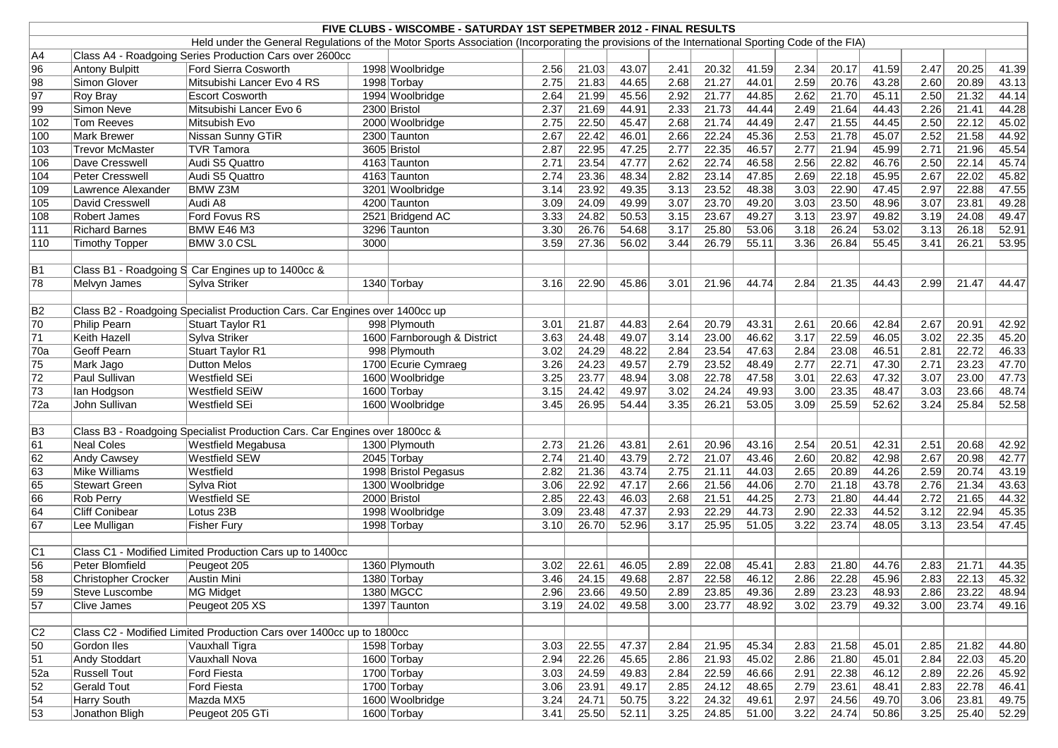# FIVE CLUBS - WISCOMBE - SATURDAY 1ST SEPETMBER 2012 - FINAL RESULTS

Held under the General Regulations of the Motor Sports Association (Incorporating the provisions of the International Sporting Code of the FIA)

| | | | | | | | | | | | | | | | | |
|---|---|---|---|---|---|---|---|---|---|---|---|---|---|---|---|---|
| A4 | Class A4 - Roadgoing Series Production Cars over 2600cc | | | | | | | | | | | | | | | |
| 96 | Antony Bulpitt | Ford Sierra Cosworth | 1998 | Woolbridge | 2.56 | 21.03 | 43.07 | 2.41 | 20.32 | 41.59 | 2.34 | 20.17 | 41.59 | 2.47 | 20.25 | 41.39 |
| 98 | Simon Glover | Mitsubishi Lancer Evo 4 RS | 1998 | Torbay | 2.75 | 21.83 | 44.65 | 2.68 | 21.27 | 44.01 | 2.59 | 20.76 | 43.28 | 2.60 | 20.89 | 43.13 |
| 97 | Roy Bray | Escort Cosworth | 1994 | Woolbridge | 2.64 | 21.99 | 45.56 | 2.92 | 21.77 | 44.85 | 2.62 | 21.70 | 45.11 | 2.50 | 21.32 | 44.14 |
| 99 | Simon Neve | Mitsubishi Lancer Evo 6 | 2300 | Bristol | 2.37 | 21.69 | 44.91 | 2.33 | 21.73 | 44.44 | 2.49 | 21.64 | 44.43 | 2.26 | 21.41 | 44.28 |
| 102 | Tom Reeves | Mitsubish Evo | 2000 | Woolbridge | 2.75 | 22.50 | 45.47 | 2.68 | 21.74 | 44.49 | 2.47 | 21.55 | 44.45 | 2.50 | 22.12 | 45.02 |
| 100 | Mark Brewer | Nissan Sunny GTiR | 2300 | Taunton | 2.67 | 22.42 | 46.01 | 2.66 | 22.24 | 45.36 | 2.53 | 21.78 | 45.07 | 2.52 | 21.58 | 44.92 |
| 103 | Trevor McMaster | TVR Tamora | 3605 | Bristol | 2.87 | 22.95 | 47.25 | 2.77 | 22.35 | 46.57 | 2.77 | 21.94 | 45.99 | 2.71 | 21.96 | 45.54 |
| 106 | Dave Cresswell | Audi S5 Quattro | 4163 | Taunton | 2.71 | 23.54 | 47.77 | 2.62 | 22.74 | 46.58 | 2.56 | 22.82 | 46.76 | 2.50 | 22.14 | 45.74 |
| 104 | Peter Cresswell | Audi S5 Quattro | 4163 | Taunton | 2.74 | 23.36 | 48.34 | 2.82 | 23.14 | 47.85 | 2.69 | 22.18 | 45.95 | 2.67 | 22.02 | 45.82 |
| 109 | Lawrence Alexander | BMW Z3M | 3201 | Woolbridge | 3.14 | 23.92 | 49.35 | 3.13 | 23.52 | 48.38 | 3.03 | 22.90 | 47.45 | 2.97 | 22.88 | 47.55 |
| 105 | David Cresswell | Audi A8 | 4200 | Taunton | 3.09 | 24.09 | 49.99 | 3.07 | 23.70 | 49.20 | 3.03 | 23.50 | 48.96 | 3.07 | 23.81 | 49.28 |
| 108 | Robert James | Ford Fovus RS | 2521 | Bridgend AC | 3.33 | 24.82 | 50.53 | 3.15 | 23.67 | 49.27 | 3.13 | 23.97 | 49.82 | 3.19 | 24.08 | 49.47 |
| 111 | Richard Barnes | BMW E46 M3 | 3296 | Taunton | 3.30 | 26.76 | 54.68 | 3.17 | 25.80 | 53.06 | 3.18 | 26.24 | 53.02 | 3.13 | 26.18 | 52.91 |
| 110 | Timothy Topper | BMW 3.0 CSL | 3000 | | 3.59 | 27.36 | 56.02 | 3.44 | 26.79 | 55.11 | 3.36 | 26.84 | 55.45 | 3.41 | 26.21 | 53.95 |
| | | | | | | | | | | | | | | | | |
| B1 | Class B1 - Roadgoing S | Car Engines up to 1400cc & | | | | | | | | | | | | | | |
| 78 | Melvyn James | Sylva Striker | 1340 | Torbay | 3.16 | 22.90 | 45.86 | 3.01 | 21.96 | 44.74 | 2.84 | 21.35 | 44.43 | 2.99 | 21.47 | 44.47 |
| | | | | | | | | | | | | | | | | |
| B2 | Class B2 - Roadgoing Specialist Production Cars. Car Engines over 1400cc up | | | | | | | | | | | | | | | |
| 70 | Philip Pearn | Stuart Taylor R1 | 998 | Plymouth | 3.01 | 21.87 | 44.83 | 2.64 | 20.79 | 43.31 | 2.61 | 20.66 | 42.84 | 2.67 | 20.91 | 42.92 |
| 71 | Keith Hazell | Sylva Striker | 1600 | Farnborough & District | 3.63 | 24.48 | 49.07 | 3.14 | 23.00 | 46.62 | 3.17 | 22.59 | 46.05 | 3.02 | 22.35 | 45.20 |
| 70a | Geoff Pearn | Stuart Taylor R1 | 998 | Plymouth | 3.02 | 24.29 | 48.22 | 2.84 | 23.54 | 47.63 | 2.84 | 23.08 | 46.51 | 2.81 | 22.72 | 46.33 |
| 75 | Mark Jago | Dutton Melos | 1700 | Ecurie Cymraeg | 3.26 | 24.23 | 49.57 | 2.79 | 23.52 | 48.49 | 2.77 | 22.71 | 47.30 | 2.71 | 23.23 | 47.70 |
| 72 | Paul Sullivan | Westfield SEi | 1600 | Woolbridge | 3.25 | 23.77 | 48.94 | 3.08 | 22.78 | 47.58 | 3.01 | 22.63 | 47.32 | 3.07 | 23.00 | 47.73 |
| 73 | Ian Hodgson | Westfield SEiW | 1600 | Torbay | 3.15 | 24.42 | 49.97 | 3.02 | 24.24 | 49.93 | 3.00 | 23.35 | 48.47 | 3.03 | 23.66 | 48.74 |
| 72a | John Sullivan | Westfield SEi | 1600 | Woolbridge | 3.45 | 26.95 | 54.44 | 3.35 | 26.21 | 53.05 | 3.09 | 25.59 | 52.62 | 3.24 | 25.84 | 52.58 |
| | | | | | | | | | | | | | | | | |
| B3 | Class B3 - Roadgoing Specialist Production Cars. Car Engines over 1800cc & | | | | | | | | | | | | | | | |
| 61 | Neal Coles | Westfield Megabusa | 1300 | Plymouth | 2.73 | 21.26 | 43.81 | 2.61 | 20.96 | 43.16 | 2.54 | 20.51 | 42.31 | 2.51 | 20.68 | 42.92 |
| 62 | Andy Cawsey | Westfield SEW | 2045 | Torbay | 2.74 | 21.40 | 43.79 | 2.72 | 21.07 | 43.46 | 2.60 | 20.82 | 42.98 | 2.67 | 20.98 | 42.77 |
| 63 | Mike Williams | Westfield | 1998 | Bristol Pegasus | 2.82 | 21.36 | 43.74 | 2.75 | 21.11 | 44.03 | 2.65 | 20.89 | 44.26 | 2.59 | 20.74 | 43.19 |
| 65 | Stewart Green | Sylva Riot | 1300 | Woolbridge | 3.06 | 22.92 | 47.17 | 2.66 | 21.56 | 44.06 | 2.70 | 21.18 | 43.78 | 2.76 | 21.34 | 43.63 |
| 66 | Rob Perry | Westfield SE | 2000 | Bristol | 2.85 | 22.43 | 46.03 | 2.68 | 21.51 | 44.25 | 2.73 | 21.80 | 44.44 | 2.72 | 21.65 | 44.32 |
| 64 | Cliff Conibear | Lotus 23B | 1998 | Woolbridge | 3.09 | 23.48 | 47.37 | 2.93 | 22.29 | 44.73 | 2.90 | 22.33 | 44.52 | 3.12 | 22.94 | 45.35 |
| 67 | Lee Mulligan | Fisher Fury | 1998 | Torbay | 3.10 | 26.70 | 52.96 | 3.17 | 25.95 | 51.05 | 3.22 | 23.74 | 48.05 | 3.13 | 23.54 | 47.45 |
| | | | | | | | | | | | | | | | | |
| C1 | Class C1 - Modified Limited Production Cars up to 1400cc | | | | | | | | | | | | | | | |
| 56 | Peter Blomfield | Peugeot 205 | 1360 | Plymouth | 3.02 | 22.61 | 46.05 | 2.89 | 22.08 | 45.41 | 2.83 | 21.80 | 44.76 | 2.83 | 21.71 | 44.35 |
| 58 | Christopher Crocker | Austin Mini | 1380 | Torbay | 3.46 | 24.15 | 49.68 | 2.87 | 22.58 | 46.12 | 2.86 | 22.28 | 45.96 | 2.83 | 22.13 | 45.32 |
| 59 | Steve Luscombe | MG Midget | 1380 | MGCC | 2.96 | 23.66 | 49.50 | 2.89 | 23.85 | 49.36 | 2.89 | 23.23 | 48.93 | 2.86 | 23.22 | 48.94 |
| 57 | Clive James | Peugeot 205 XS | 1397 | Taunton | 3.19 | 24.02 | 49.58 | 3.00 | 23.77 | 48.92 | 3.02 | 23.79 | 49.32 | 3.00 | 23.74 | 49.16 |
| | | | | | | | | | | | | | | | | |
| C2 | Class C2 - Modified Limited Production Cars over 1400cc up to 1800cc | | | | | | | | | | | | | | | |
| 50 | Gordon Iles | Vauxhall Tigra | 1598 | Torbay | 3.03 | 22.55 | 47.37 | 2.84 | 21.95 | 45.34 | 2.83 | 21.58 | 45.01 | 2.85 | 21.82 | 44.80 |
| 51 | Andy Stoddart | Vauxhall Nova | 1600 | Torbay | 2.94 | 22.26 | 45.65 | 2.86 | 21.93 | 45.02 | 2.86 | 21.80 | 45.01 | 2.84 | 22.03 | 45.20 |
| 52a | Russell Tout | Ford Fiesta | 1700 | Torbay | 3.03 | 24.59 | 49.83 | 2.84 | 22.59 | 46.66 | 2.91 | 22.38 | 46.12 | 2.89 | 22.26 | 45.92 |
| 52 | Gerald Tout | Ford Fiesta | 1700 | Torbay | 3.06 | 23.91 | 49.17 | 2.85 | 24.12 | 48.65 | 2.79 | 23.61 | 48.41 | 2.83 | 22.78 | 46.41 |
| 54 | Harry South | Mazda MX5 | 1600 | Woolbridge | 3.24 | 24.71 | 50.75 | 3.22 | 24.32 | 49.61 | 2.97 | 24.56 | 49.70 | 3.06 | 23.81 | 49.75 |
| 53 | Jonathon Bligh | Peugeot 205 GTi | 1600 | Torbay | 3.41 | 25.50 | 52.11 | 3.25 | 24.85 | 51.00 | 3.22 | 24.74 | 50.86 | 3.25 | 25.40 | 52.29 |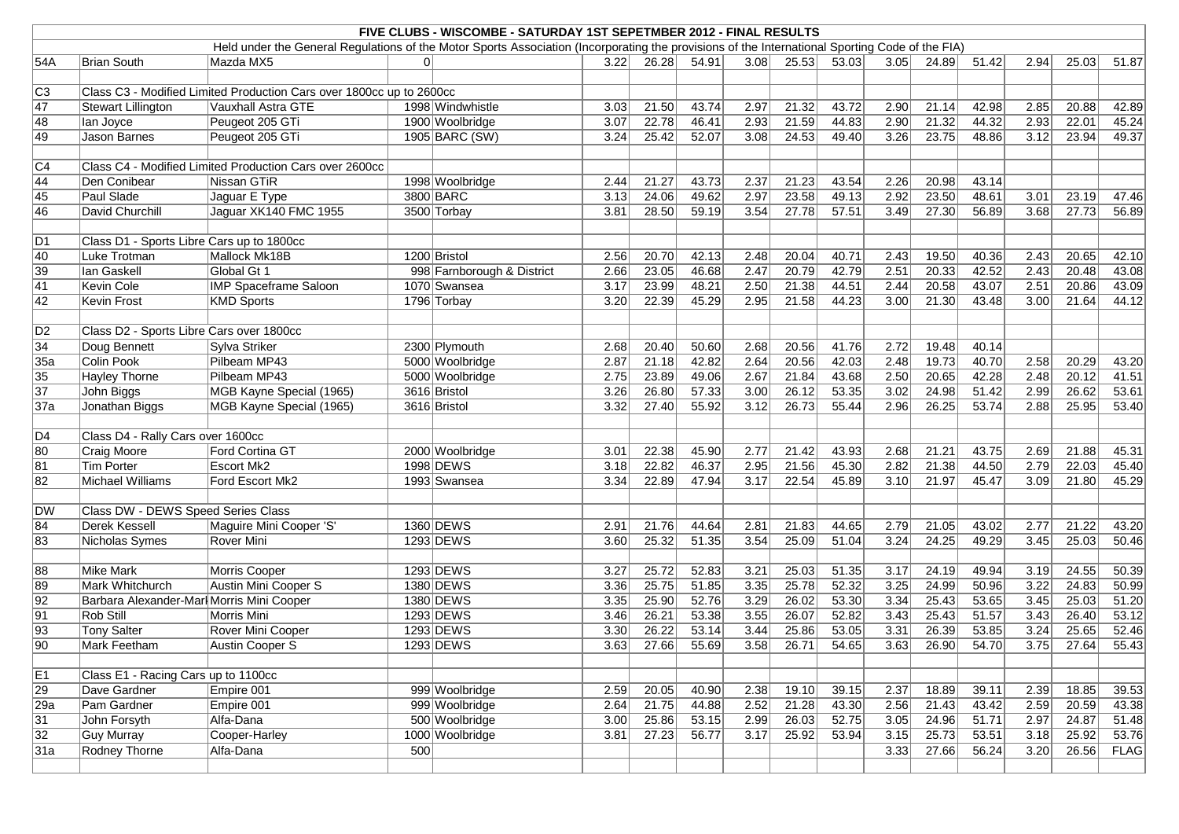**FIVE CLUBS - WISCOMBE - SATURDAY 1ST SEPETMBER 2012 - FINAL RESULTS**

Held under the General Regulations of the Motor Sports Association (Incorporating the provisions of the International Sporting Code of the FIA)

| | | | | | | | | | | | | | | | | |
|---|---|---|---|---|---|---|---|---|---|---|---|---|---|---|---|---|
| 54A | Brian South | Mazda MX5 | 0 | | 3.22 | 26.28 | 54.91 | 3.08 | 25.53 | 53.03 | 3.05 | 24.89 | 51.42 | 2.94 | 25.03 | 51.87 |
| | | | | | | | | | | | | | | | | |
| C3 | Class C3 - Modified Limited Production Cars over 1800cc up to 2600cc | | | | | | | | | | | | | | | |
| 47 | Stewart Lillington | Vauxhall Astra GTE | 1998 | Windwhistle | 3.03 | 21.50 | 43.74 | 2.97 | 21.32 | 43.72 | 2.90 | 21.14 | 42.98 | 2.85 | 20.88 | 42.89 |
| 48 | Ian Joyce | Peugeot 205 GTi | 1900 | Woolbridge | 3.07 | 22.78 | 46.41 | 2.93 | 21.59 | 44.83 | 2.90 | 21.32 | 44.32 | 2.93 | 22.01 | 45.24 |
| 49 | Jason Barnes | Peugeot 205 GTi | 1905 | BARC (SW) | 3.24 | 25.42 | 52.07 | 3.08 | 24.53 | 49.40 | 3.26 | 23.75 | 48.86 | 3.12 | 23.94 | 49.37 |
| | | | | | | | | | | | | | | | | |
| C4 | Class C4 - Modified Limited Production Cars over 2600cc | | | | | | | | | | | | | | | |
| 44 | Den Conibear | Nissan GTiR | 1998 | Woolbridge | 2.44 | 21.27 | 43.73 | 2.37 | 21.23 | 43.54 | 2.26 | 20.98 | 43.14 | | | |
| 45 | Paul Slade | Jaguar E Type | 3800 | BARC | 3.13 | 24.06 | 49.62 | 2.97 | 23.58 | 49.13 | 2.92 | 23.50 | 48.61 | 3.01 | 23.19 | 47.46 |
| 46 | David Churchill | Jaguar XK140 FMC 1955 | 3500 | Torbay | 3.81 | 28.50 | 59.19 | 3.54 | 27.78 | 57.51 | 3.49 | 27.30 | 56.89 | 3.68 | 27.73 | 56.89 |
| | | | | | | | | | | | | | | | | |
| D1 | Class D1 - Sports Libre Cars up to 1800cc | | | | | | | | | | | | | | | |
| 40 | Luke Trotman | Mallock Mk18B | 1200 | Bristol | 2.56 | 20.70 | 42.13 | 2.48 | 20.04 | 40.71 | 2.43 | 19.50 | 40.36 | 2.43 | 20.65 | 42.10 |
| 39 | Ian Gaskell | Global Gt 1 | 998 | Farnborough & District | 2.66 | 23.05 | 46.68 | 2.47 | 20.79 | 42.79 | 2.51 | 20.33 | 42.52 | 2.43 | 20.48 | 43.08 |
| 41 | Kevin Cole | IMP Spaceframe Saloon | 1070 | Swansea | 3.17 | 23.99 | 48.21 | 2.50 | 21.38 | 44.51 | 2.44 | 20.58 | 43.07 | 2.51 | 20.86 | 43.09 |
| 42 | Kevin Frost | KMD Sports | 1796 | Torbay | 3.20 | 22.39 | 45.29 | 2.95 | 21.58 | 44.23 | 3.00 | 21.30 | 43.48 | 3.00 | 21.64 | 44.12 |
| | | | | | | | | | | | | | | | | |
| D2 | Class D2 - Sports Libre Cars over 1800cc | | | | | | | | | | | | | | | |
| 34 | Doug Bennett | Sylva Striker | 2300 | Plymouth | 2.68 | 20.40 | 50.60 | 2.68 | 20.56 | 41.76 | 2.72 | 19.48 | 40.14 | | | |
| 35a | Colin Pook | Pilbeam MP43 | 5000 | Woolbridge | 2.87 | 21.18 | 42.82 | 2.64 | 20.56 | 42.03 | 2.48 | 19.73 | 40.70 | 2.58 | 20.29 | 43.20 |
| 35 | Hayley Thorne | Pilbeam MP43 | 5000 | Woolbridge | 2.75 | 23.89 | 49.06 | 2.67 | 21.84 | 43.68 | 2.50 | 20.65 | 42.28 | 2.48 | 20.12 | 41.51 |
| 37 | John Biggs | MGB Kayne Special (1965) | 3616 | Bristol | 3.26 | 26.80 | 57.33 | 3.00 | 26.12 | 53.35 | 3.02 | 24.98 | 51.42 | 2.99 | 26.62 | 53.61 |
| 37a | Jonathan Biggs | MGB Kayne Special (1965) | 3616 | Bristol | 3.32 | 27.40 | 55.92 | 3.12 | 26.73 | 55.44 | 2.96 | 26.25 | 53.74 | 2.88 | 25.95 | 53.40 |
| | | | | | | | | | | | | | | | | |
| D4 | Class D4 - Rally Cars over 1600cc | | | | | | | | | | | | | | | |
| 80 | Craig Moore | Ford Cortina GT | 2000 | Woolbridge | 3.01 | 22.38 | 45.90 | 2.77 | 21.42 | 43.93 | 2.68 | 21.21 | 43.75 | 2.69 | 21.88 | 45.31 |
| 81 | Tim Porter | Escort Mk2 | 1998 | DEWS | 3.18 | 22.82 | 46.37 | 2.95 | 21.56 | 45.30 | 2.82 | 21.38 | 44.50 | 2.79 | 22.03 | 45.40 |
| 82 | Michael Williams | Ford Escort Mk2 | 1993 | Swansea | 3.34 | 22.89 | 47.94 | 3.17 | 22.54 | 45.89 | 3.10 | 21.97 | 45.47 | 3.09 | 21.80 | 45.29 |
| | | | | | | | | | | | | | | | | |
| DW | Class DW - DEWS Speed Series Class | | | | | | | | | | | | | | | |
| 84 | Derek Kessell | Maguire Mini Cooper 'S' | 1360 | DEWS | 2.91 | 21.76 | 44.64 | 2.81 | 21.83 | 44.65 | 2.79 | 21.05 | 43.02 | 2.77 | 21.22 | 43.20 |
| 83 | Nicholas Symes | Rover Mini | 1293 | DEWS | 3.60 | 25.32 | 51.35 | 3.54 | 25.09 | 51.04 | 3.24 | 24.25 | 49.29 | 3.45 | 25.03 | 50.46 |
| | | | | | | | | | | | | | | | | |
| 88 | Mike Mark | Morris Cooper | 1293 | DEWS | 3.27 | 25.72 | 52.83 | 3.21 | 25.03 | 51.35 | 3.17 | 24.19 | 49.94 | 3.19 | 24.55 | 50.39 |
| 89 | Mark Whitchurch | Austin Mini Cooper S | 1380 | DEWS | 3.36 | 25.75 | 51.85 | 3.35 | 25.78 | 52.32 | 3.25 | 24.99 | 50.96 | 3.22 | 24.83 | 50.99 |
| 92 | Barbara Alexander-Marl | Morris Mini Cooper | 1380 | DEWS | 3.35 | 25.90 | 52.76 | 3.29 | 26.02 | 53.30 | 3.34 | 25.43 | 53.65 | 3.45 | 25.03 | 51.20 |
| 91 | Rob Still | Morris Mini | 1293 | DEWS | 3.46 | 26.21 | 53.38 | 3.55 | 26.07 | 52.82 | 3.43 | 25.43 | 51.57 | 3.43 | 26.40 | 53.12 |
| 93 | Tony Salter | Rover Mini Cooper | 1293 | DEWS | 3.30 | 26.22 | 53.14 | 3.44 | 25.86 | 53.05 | 3.31 | 26.39 | 53.85 | 3.24 | 25.65 | 52.46 |
| 90 | Mark Feetham | Austin Cooper S | 1293 | DEWS | 3.63 | 27.66 | 55.69 | 3.58 | 26.71 | 54.65 | 3.63 | 26.90 | 54.70 | 3.75 | 27.64 | 55.43 |
| | | | | | | | | | | | | | | | | |
| E1 | Class E1 - Racing Cars up to 1100cc | | | | | | | | | | | | | | | |
| 29 | Dave Gardner | Empire 001 | 999 | Woolbridge | 2.59 | 20.05 | 40.90 | 2.38 | 19.10 | 39.15 | 2.37 | 18.89 | 39.11 | 2.39 | 18.85 | 39.53 |
| 29a | Pam Gardner | Empire 001 | 999 | Woolbridge | 2.64 | 21.75 | 44.88 | 2.52 | 21.28 | 43.30 | 2.56 | 21.43 | 43.42 | 2.59 | 20.59 | 43.38 |
| 31 | John Forsyth | Alfa-Dana | 500 | Woolbridge | 3.00 | 25.86 | 53.15 | 2.99 | 26.03 | 52.75 | 3.05 | 24.96 | 51.71 | 2.97 | 24.87 | 51.48 |
| 32 | Guy Murray | Cooper-Harley | 1000 | Woolbridge | 3.81 | 27.23 | 56.77 | 3.17 | 25.92 | 53.94 | 3.15 | 25.73 | 53.51 | 3.18 | 25.92 | 53.76 |
| 31a | Rodney Thorne | Alfa-Dana | 500 | | | | | | | | 3.33 | 27.66 | 56.24 | 3.20 | 26.56 | FLAG |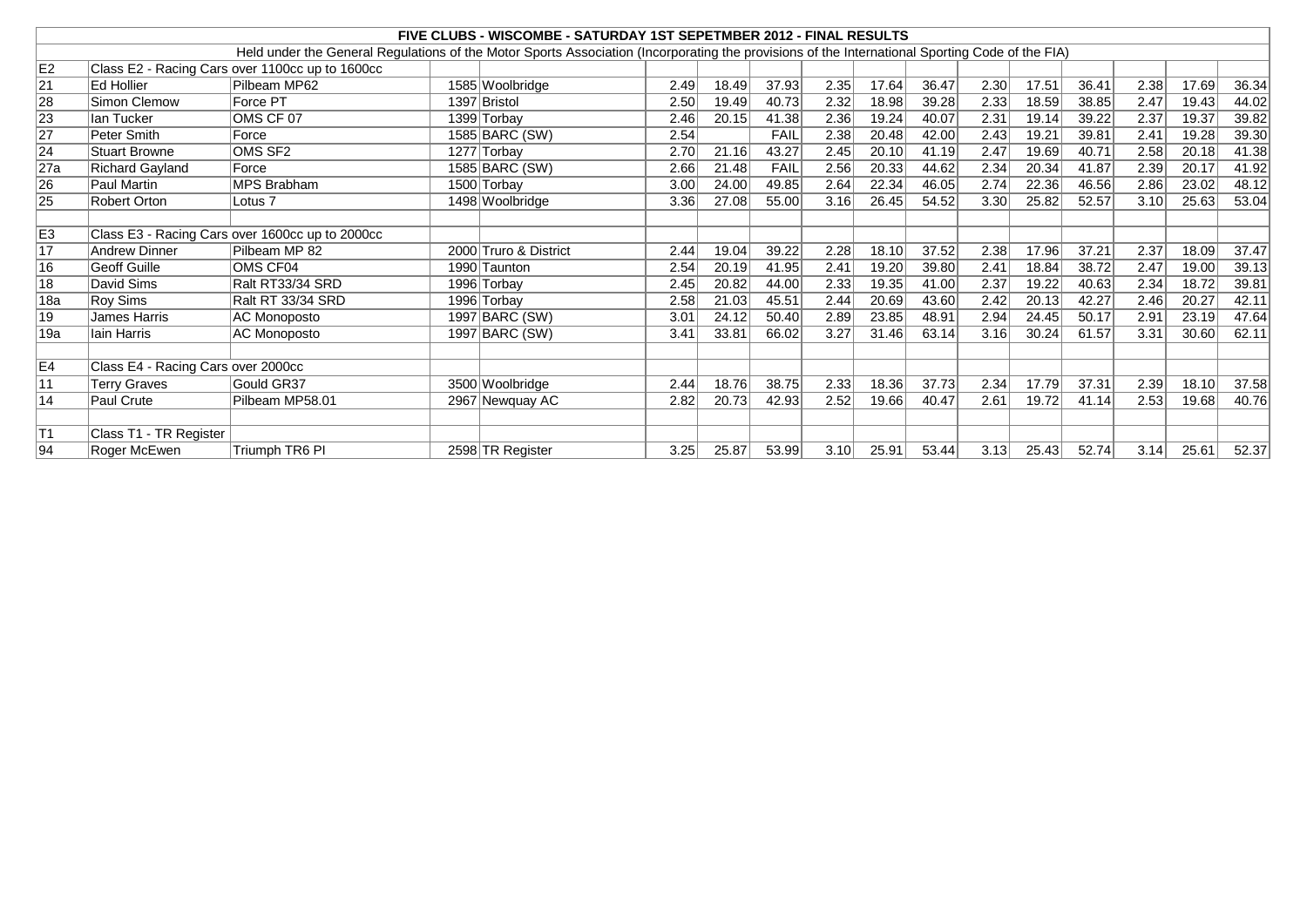# FIVE CLUBS - WISCOMBE - SATURDAY 1ST SEPETMBER 2012 - FINAL RESULTS

Held under the General Regulations of the Motor Sports Association (Incorporating the provisions of the International Sporting Code of the FIA)

| | | | | | | | | | | | | | | | | | |
|---|---|---|---|---|---|---|---|---|---|---|---|---|---|---|---|---|---|
| E2 | Class E2 - Racing Cars over 1100cc up to 1600cc | | | | | | | | | | | | | | | | |
| 21 | Ed Hollier | Pilbeam MP62 | 1585 | Woolbridge | 2.49 | 18.49 | 37.93 | 2.35 | 17.64 | 36.47 | 2.30 | 17.51 | 36.41 | 2.38 | 17.69 | 36.34 |
| 28 | Simon Clemow | Force PT | 1397 | Bristol | 2.50 | 19.49 | 40.73 | 2.32 | 18.98 | 39.28 | 2.33 | 18.59 | 38.85 | 2.47 | 19.43 | 44.02 |
| 23 | Ian Tucker | OMS CF 07 | 1399 | Torbay | 2.46 | 20.15 | 41.38 | 2.36 | 19.24 | 40.07 | 2.31 | 19.14 | 39.22 | 2.37 | 19.37 | 39.82 |
| 27 | Peter Smith | Force | 1585 | BARC (SW) | 2.54 | | FAIL | 2.38 | 20.48 | 42.00 | 2.43 | 19.21 | 39.81 | 2.41 | 19.28 | 39.30 |
| 24 | Stuart Browne | OMS SF2 | 1277 | Torbay | 2.70 | 21.16 | 43.27 | 2.45 | 20.10 | 41.19 | 2.47 | 19.69 | 40.71 | 2.58 | 20.18 | 41.38 |
| 27a | Richard Gayland | Force | 1585 | BARC (SW) | 2.66 | 21.48 | FAIL | 2.56 | 20.33 | 44.62 | 2.34 | 20.34 | 41.87 | 2.39 | 20.17 | 41.92 |
| 26 | Paul Martin | MPS Brabham | 1500 | Torbay | 3.00 | 24.00 | 49.85 | 2.64 | 22.34 | 46.05 | 2.74 | 22.36 | 46.56 | 2.86 | 23.02 | 48.12 |
| 25 | Robert Orton | Lotus 7 | 1498 | Woolbridge | 3.36 | 27.08 | 55.00 | 3.16 | 26.45 | 54.52 | 3.30 | 25.82 | 52.57 | 3.10 | 25.63 | 53.04 |
| | | | | | | | | | | | | | | | | |
| E3 | Class E3 - Racing Cars over 1600cc up to 2000cc | | | | | | | | | | | | | | | |
| 17 | Andrew Dinner | Pilbeam MP 82 | 2000 | Truro & District | 2.44 | 19.04 | 39.22 | 2.28 | 18.10 | 37.52 | 2.38 | 17.96 | 37.21 | 2.37 | 18.09 | 37.47 |
| 16 | Geoff Guille | OMS CF04 | 1990 | Taunton | 2.54 | 20.19 | 41.95 | 2.41 | 19.20 | 39.80 | 2.41 | 18.84 | 38.72 | 2.47 | 19.00 | 39.13 |
| 18 | David Sims | Ralt RT33/34 SRD | 1996 | Torbay | 2.45 | 20.82 | 44.00 | 2.33 | 19.35 | 41.00 | 2.37 | 19.22 | 40.63 | 2.34 | 18.72 | 39.81 |
| 18a | Roy Sims | Ralt RT 33/34 SRD | 1996 | Torbay | 2.58 | 21.03 | 45.51 | 2.44 | 20.69 | 43.60 | 2.42 | 20.13 | 42.27 | 2.46 | 20.27 | 42.11 |
| 19 | James Harris | AC Monoposto | 1997 | BARC (SW) | 3.01 | 24.12 | 50.40 | 2.89 | 23.85 | 48.91 | 2.94 | 24.45 | 50.17 | 2.91 | 23.19 | 47.64 |
| 19a | Iain Harris | AC Monoposto | 1997 | BARC (SW) | 3.41 | 33.81 | 66.02 | 3.27 | 31.46 | 63.14 | 3.16 | 30.24 | 61.57 | 3.31 | 30.60 | 62.11 |
| | | | | | | | | | | | | | | | | |
| E4 | Class E4 - Racing Cars over 2000cc | | | | | | | | | | | | | | | |
| 11 | Terry Graves | Gould GR37 | 3500 | Woolbridge | 2.44 | 18.76 | 38.75 | 2.33 | 18.36 | 37.73 | 2.34 | 17.79 | 37.31 | 2.39 | 18.10 | 37.58 |
| 14 | Paul Crute | Pilbeam MP58.01 | 2967 | Newquay AC | 2.82 | 20.73 | 42.93 | 2.52 | 19.66 | 40.47 | 2.61 | 19.72 | 41.14 | 2.53 | 19.68 | 40.76 |
| | | | | | | | | | | | | | | | | |
| T1 | Class T1 - TR Register | | | | | | | | | | | | | | | |
| 94 | Roger McEwen | Triumph TR6 PI | 2598 | TR Register | 3.25 | 25.87 | 53.99 | 3.10 | 25.91 | 53.44 | 3.13 | 25.43 | 52.74 | 3.14 | 25.61 | 52.37 |